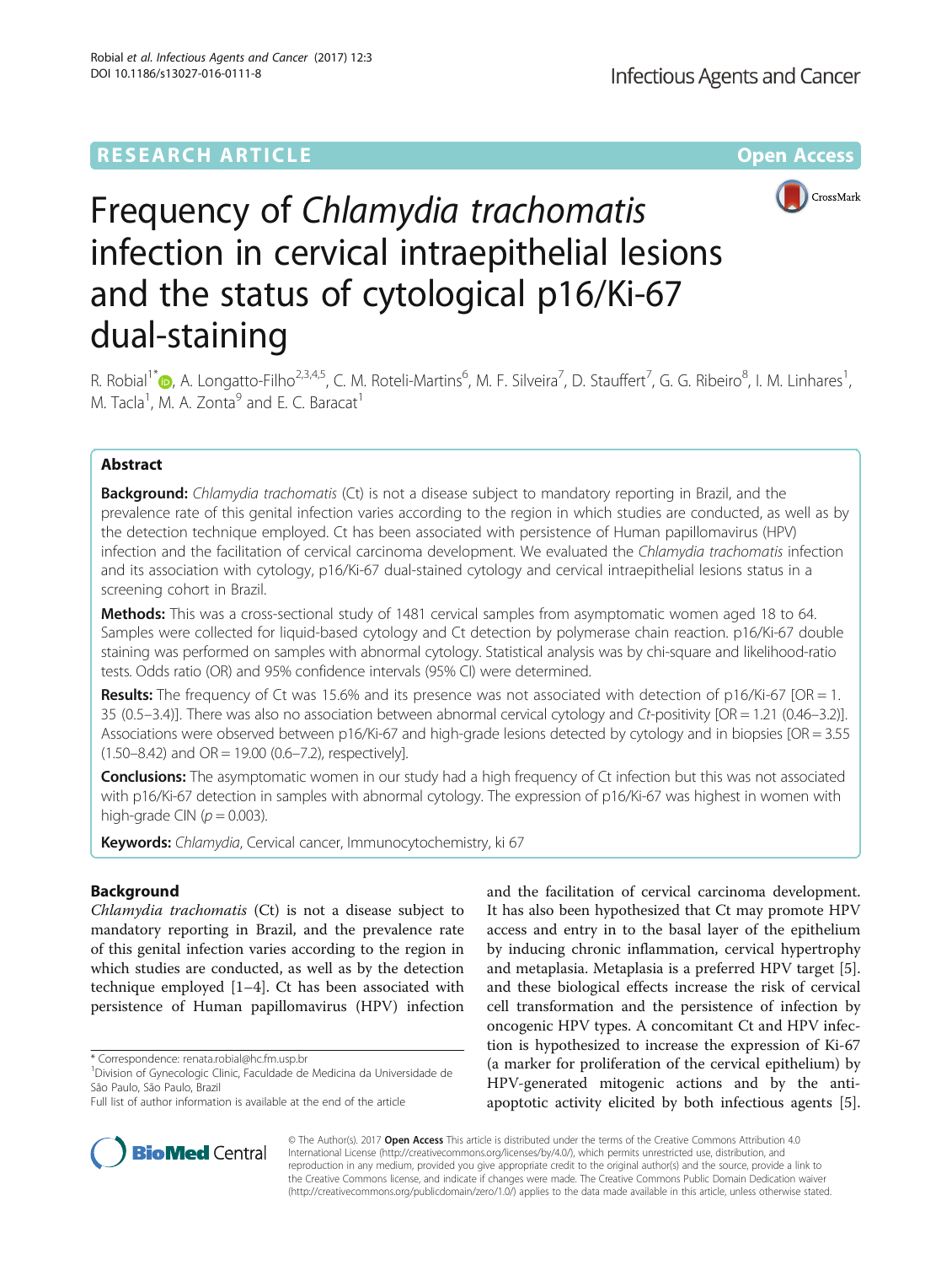RESEARCH ARTICLE Open Access

# Frequency of *Chlamydia trachomatis* infection in cervical intraepithelial lesions and the status of cytological p16/Ki-67 dual-staining

R. Robial[1*], A. Longatto-Filho[2,3,4,5], C. M. Roteli-Martins[6], M. F. Silveira[7], D. Stauffert[7], G. G. Ribeiro[8], I. M. Linhares[1], M. Tacla[1], M. A. Zonta[9] and E. C. Baracat[1]

## Abstract

**Background:** *Chlamydia trachomatis* (Ct) is not a disease subject to mandatory reporting in Brazil, and the prevalence rate of this genital infection varies according to the region in which studies are conducted, as well as by the detection technique employed. Ct has been associated with persistence of Human papillomavirus (HPV) infection and the facilitation of cervical carcinoma development. We evaluated the *Chlamydia trachomatis* infection and its association with cytology, p16/Ki-67 dual-stained cytology and cervical intraepithelial lesions status in a screening cohort in Brazil.

**Methods:** This was a cross-sectional study of 1481 cervical samples from asymptomatic women aged 18 to 64. Samples were collected for liquid-based cytology and Ct detection by polymerase chain reaction. p16/Ki-67 double staining was performed on samples with abnormal cytology. Statistical analysis was by chi-square and likelihood-ratio tests. Odds ratio (OR) and 95% confidence intervals (95% CI) were determined.

**Results:** The frequency of Ct was 15.6% and its presence was not associated with detection of p16/Ki-67 [OR = 1.35 (0.5–3.4)]. There was also no association between abnormal cervical cytology and *Ct*-positivity [OR = 1.21 (0.46–3.2)]. Associations were observed between p16/Ki-67 and high-grade lesions detected by cytology and in biopsies [OR = 3.55 (1.50–8.42) and OR = 19.00 (0.6–7.2), respectively].

**Conclusions:** The asymptomatic women in our study had a high frequency of Ct infection but this was not associated with p16/Ki-67 detection in samples with abnormal cytology. The expression of p16/Ki-67 was highest in women with high-grade CIN ($p = 0.003$).

**Keywords:** *Chlamydia*, Cervical cancer, Immunocytochemistry, ki 67

## Background

*Chlamydia trachomatis* (Ct) is not a disease subject to mandatory reporting in Brazil, and the prevalence rate of this genital infection varies according to the region in which studies are conducted, as well as by the detection technique employed [1–4]. Ct has been associated with persistence of Human papillomavirus (HPV) infection and the facilitation of cervical carcinoma development. It has also been hypothesized that Ct may promote HPV access and entry in to the basal layer of the epithelium by inducing chronic inflammation, cervical hypertrophy and metaplasia. Metaplasia is a preferred HPV target [5]. and these biological effects increase the risk of cervical cell transformation and the persistence of infection by oncogenic HPV types. A concomitant Ct and HPV infection is hypothesized to increase the expression of Ki-67 (a marker for proliferation of the cervical epithelium) by HPV-generated mitogenic actions and by the anti-apoptotic activity elicited by both infectious agents [5].

\* Correspondence: renata.robial@hc.fm.usp.br
[1]Division of Gynecologic Clinic, Faculdade de Medicina da Universidade de São Paulo, São Paulo, Brazil
Full list of author information is available at the end of the article

© The Author(s). 2017 **Open Access** This article is distributed under the terms of the Creative Commons Attribution 4.0 International License (http://creativecommons.org/licenses/by/4.0/), which permits unrestricted use, distribution, and reproduction in any medium, provided you give appropriate credit to the original author(s) and the source, provide a link to the Creative Commons license, and indicate if changes were made. The Creative Commons Public Domain Dedication waiver (http://creativecommons.org/publicdomain/zero/1.0/) applies to the data made available in this article, unless otherwise stated.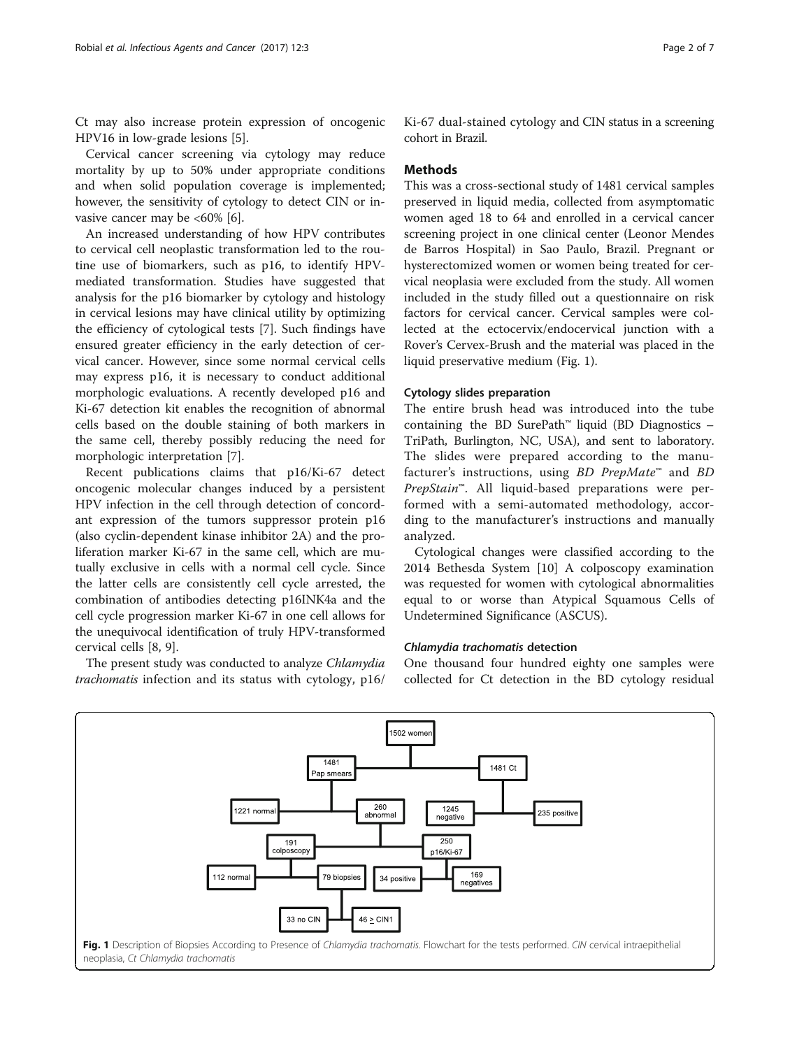Ct may also increase protein expression of oncogenic HPV16 in low-grade lesions [5].

Cervical cancer screening via cytology may reduce mortality by up to 50% under appropriate conditions and when solid population coverage is implemented; however, the sensitivity of cytology to detect CIN or invasive cancer may be <60% [6].

An increased understanding of how HPV contributes to cervical cell neoplastic transformation led to the routine use of biomarkers, such as p16, to identify HPV-mediated transformation. Studies have suggested that analysis for the p16 biomarker by cytology and histology in cervical lesions may have clinical utility by optimizing the efficiency of cytological tests [7]. Such findings have ensured greater efficiency in the early detection of cervical cancer. However, since some normal cervical cells may express p16, it is necessary to conduct additional morphologic evaluations. A recently developed p16 and Ki-67 detection kit enables the recognition of abnormal cells based on the double staining of both markers in the same cell, thereby possibly reducing the need for morphologic interpretation [7].

Recent publications claims that p16/Ki-67 detect oncogenic molecular changes induced by a persistent HPV infection in the cell through detection of concordant expression of the tumors suppressor protein p16 (also cyclin-dependent kinase inhibitor 2A) and the proliferation marker Ki-67 in the same cell, which are mutually exclusive in cells with a normal cell cycle. Since the latter cells are consistently cell cycle arrested, the combination of antibodies detecting p16INK4a and the cell cycle progression marker Ki-67 in one cell allows for the unequivocal identification of truly HPV-transformed cervical cells [8, 9].

The present study was conducted to analyze *Chlamydia trachomatis* infection and its status with cytology, p16/Ki-67 dual-stained cytology and CIN status in a screening cohort in Brazil.

## Methods

This was a cross-sectional study of 1481 cervical samples preserved in liquid media, collected from asymptomatic women aged 18 to 64 and enrolled in a cervical cancer screening project in one clinical center (Leonor Mendes de Barros Hospital) in Sao Paulo, Brazil. Pregnant or hysterectomized women or women being treated for cervical neoplasia were excluded from the study. All women included in the study filled out a questionnaire on risk factors for cervical cancer. Cervical samples were collected at the ectocervix/endocervical junction with a Rover's Cervex-Brush and the material was placed in the liquid preservative medium (Fig. 1).

### Cytology slides preparation

The entire brush head was introduced into the tube containing the BD SurePath™ liquid (BD Diagnostics – TriPath, Burlington, NC, USA), and sent to laboratory. The slides were prepared according to the manufacturer's instructions, using *BD PrepMate™* and *BD PrepStain™*. All liquid-based preparations were performed with a semi-automated methodology, according to the manufacturer's instructions and manually analyzed.

Cytological changes were classified according to the 2014 Bethesda System [10] A colposcopy examination was requested for women with cytological abnormalities equal to or worse than Atypical Squamous Cells of Undetermined Significance (ASCUS).

### *Chlamydia trachomatis* detection

One thousand four hundred eighty one samples were collected for Ct detection in the BD cytology residual

**Fig. 1** Description of Biopsies According to Presence of *Chlamydia trachomatis*. Flowchart for the tests performed. *CIN* cervical intraepithelial neoplasia, *Ct Chlamydia trachomatis*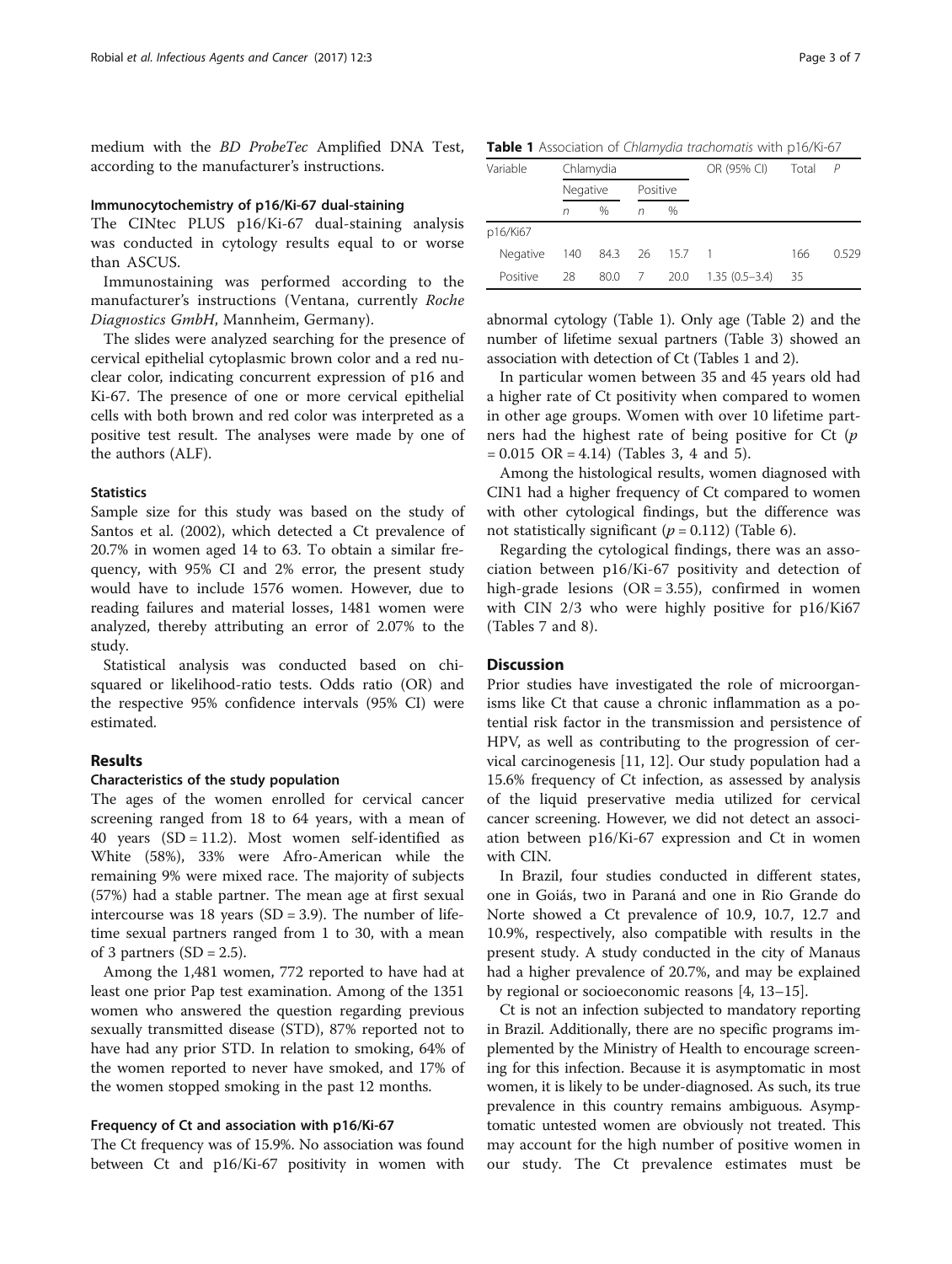medium with the *BD ProbeTec* Amplified DNA Test, according to the manufacturer's instructions.

### Immunocytochemistry of p16/Ki-67 dual-staining

The CINtec PLUS p16/Ki-67 dual-staining analysis was conducted in cytology results equal to or worse than ASCUS.

Immunostaining was performed according to the manufacturer's instructions (Ventana, currently *Roche Diagnostics GmbH*, Mannheim, Germany).

The slides were analyzed searching for the presence of cervical epithelial cytoplasmic brown color and a red nuclear color, indicating concurrent expression of p16 and Ki-67. The presence of one or more cervical epithelial cells with both brown and red color was interpreted as a positive test result. The analyses were made by one of the authors (ALF).

### Statistics

Sample size for this study was based on the study of Santos et al. (2002), which detected a Ct prevalence of 20.7% in women aged 14 to 63. To obtain a similar frequency, with 95% CI and 2% error, the present study would have to include 1576 women. However, due to reading failures and material losses, 1481 women were analyzed, thereby attributing an error of 2.07% to the study.

Statistical analysis was conducted based on chi-squared or likelihood-ratio tests. Odds ratio (OR) and the respective 95% confidence intervals (95% CI) were estimated.

## Results

### Characteristics of the study population

The ages of the women enrolled for cervical cancer screening ranged from 18 to 64 years, with a mean of 40 years (SD = 11.2). Most women self-identified as White (58%), 33% were Afro-American while the remaining 9% were mixed race. The majority of subjects (57%) had a stable partner. The mean age at first sexual intercourse was 18 years (SD = 3.9). The number of lifetime sexual partners ranged from 1 to 30, with a mean of 3 partners (SD = 2.5).

Among the 1,481 women, 772 reported to have had at least one prior Pap test examination. Among of the 1351 women who answered the question regarding previous sexually transmitted disease (STD), 87% reported not to have had any prior STD. In relation to smoking, 64% of the women reported to never have smoked, and 17% of the women stopped smoking in the past 12 months.

### Frequency of Ct and association with p16/Ki-67

The Ct frequency was of 15.9%. No association was found between Ct and p16/Ki-67 positivity in women with abnormal cytology (Table 1). Only age (Table 2) and the number of lifetime sexual partners (Table 3) showed an association with detection of Ct (Tables 1 and 2).

**Table 1** Association of *Chlamydia trachomatis* with p16/Ki-67

| Variable | Chlamydia | | | | OR (95% CI) | Total | *P* |
|---|---|---|---|---|---|---|---|
| | Negative | | Positive | | | | |
| | *n* | % | *n* | % | | | |
| p16/Ki67 | | | | | | | |
| Negative | 140 | 84.3 | 26 | 15.7 | 1 | 166 | 0.529 |
| Positive | 28 | 80.0 | 7 | 20.0 | 1.35 (0.5–3.4) | 35 | |

In particular women between 35 and 45 years old had a higher rate of Ct positivity when compared to women in other age groups. Women with over 10 lifetime partners had the highest rate of being positive for Ct ($p = 0.015$ OR = 4.14) (Tables 3, 4 and 5).

Among the histological results, women diagnosed with CIN1 had a higher frequency of Ct compared to women with other cytological findings, but the difference was not statistically significant ($p = 0.112$) (Table 6).

Regarding the cytological findings, there was an association between p16/Ki-67 positivity and detection of high-grade lesions (OR = 3.55), confirmed in women with CIN 2/3 who were highly positive for p16/Ki67 (Tables 7 and 8).

## Discussion

Prior studies have investigated the role of microorganisms like Ct that cause a chronic inflammation as a potential risk factor in the transmission and persistence of HPV, as well as contributing to the progression of cervical carcinogenesis [11, 12]. Our study population had a 15.6% frequency of Ct infection, as assessed by analysis of the liquid preservative media utilized for cervical cancer screening. However, we did not detect an association between p16/Ki-67 expression and Ct in women with CIN.

In Brazil, four studies conducted in different states, one in Goiás, two in Paraná and one in Rio Grande do Norte showed a Ct prevalence of 10.9, 10.7, 12.7 and 10.9%, respectively, also compatible with results in the present study. A study conducted in the city of Manaus had a higher prevalence of 20.7%, and may be explained by regional or socioeconomic reasons [4, 13–15].

Ct is not an infection subjected to mandatory reporting in Brazil. Additionally, there are no specific programs implemented by the Ministry of Health to encourage screening for this infection. Because it is asymptomatic in most women, it is likely to be under-diagnosed. As such, its true prevalence in this country remains ambiguous. Asymptomatic untested women are obviously not treated. This may account for the high number of positive women in our study. The Ct prevalence estimates must be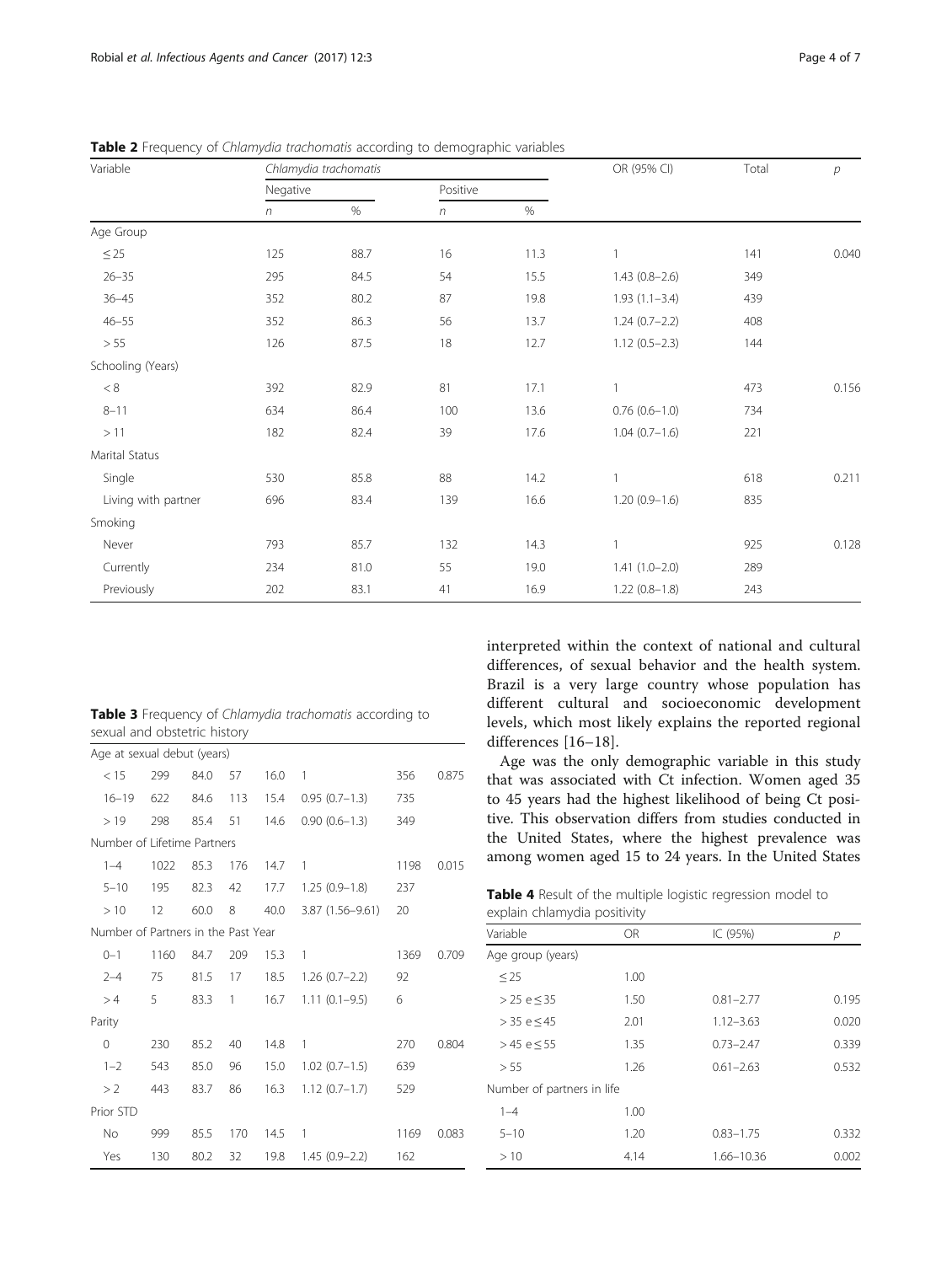**Table 2** Frequency of *Chlamydia trachomatis* according to demographic variables

| Variable | *Chlamydia trachomatis* | | | | OR (95% CI) | Total | *p* |
|---|---|---|---|---|---|---|---|
| | Negative | | Positive | | | | |
| | *n* | % | *n* | % | | | |
| Age Group | | | | | | | |
| ≤ 25 | 125 | 88.7 | 16 | 11.3 | 1 | 141 | 0.040 |
| 26–35 | 295 | 84.5 | 54 | 15.5 | 1.43 (0.8–2.6) | 349 | |
| 36–45 | 352 | 80.2 | 87 | 19.8 | 1.93 (1.1–3.4) | 439 | |
| 46–55 | 352 | 86.3 | 56 | 13.7 | 1.24 (0.7–2.2) | 408 | |
| > 55 | 126 | 87.5 | 18 | 12.7 | 1.12 (0.5–2.3) | 144 | |
| Schooling (Years) | | | | | | | |
| < 8 | 392 | 82.9 | 81 | 17.1 | 1 | 473 | 0.156 |
| 8–11 | 634 | 86.4 | 100 | 13.6 | 0.76 (0.6–1.0) | 734 | |
| > 11 | 182 | 82.4 | 39 | 17.6 | 1.04 (0.7–1.6) | 221 | |
| Marital Status | | | | | | | |
| Single | 530 | 85.8 | 88 | 14.2 | 1 | 618 | 0.211 |
| Living with partner | 696 | 83.4 | 139 | 16.6 | 1.20 (0.9–1.6) | 835 | |
| Smoking | | | | | | | |
| Never | 793 | 85.7 | 132 | 14.3 | 1 | 925 | 0.128 |
| Currently | 234 | 81.0 | 55 | 19.0 | 1.41 (1.0–2.0) | 289 | |
| Previously | 202 | 83.1 | 41 | 16.9 | 1.22 (0.8–1.8) | 243 | |

**Table 3** Frequency of *Chlamydia trachomatis* according to sexual and obstetric history

| | | | | | | | |
|---|---|---|---|---|---|---|---|
| Age at sexual debut (years) | | | | | | | |
| < 15 | 299 | 84.0 | 57 | 16.0 | 1 | 356 | 0.875 |
| 16–19 | 622 | 84.6 | 113 | 15.4 | 0.95 (0.7–1.3) | 735 | |
| > 19 | 298 | 85.4 | 51 | 14.6 | 0.90 (0.6–1.3) | 349 | |
| Number of Lifetime Partners | | | | | | | |
| 1–4 | 1022 | 85.3 | 176 | 14.7 | 1 | 1198 | 0.015 |
| 5–10 | 195 | 82.3 | 42 | 17.7 | 1.25 (0.9–1.8) | 237 | |
| > 10 | 12 | 60.0 | 8 | 40.0 | 3.87 (1.56–9.61) | 20 | |
| Number of Partners in the Past Year | | | | | | | |
| 0–1 | 1160 | 84.7 | 209 | 15.3 | 1 | 1369 | 0.709 |
| 2–4 | 75 | 81.5 | 17 | 18.5 | 1.26 (0.7–2.2) | 92 | |
| > 4 | 5 | 83.3 | 1 | 16.7 | 1.11 (0.1–9.5) | 6 | |
| Parity | | | | | | | |
| 0 | 230 | 85.2 | 40 | 14.8 | 1 | 270 | 0.804 |
| 1–2 | 543 | 85.0 | 96 | 15.0 | 1.02 (0.7–1.5) | 639 | |
| > 2 | 443 | 83.7 | 86 | 16.3 | 1.12 (0.7–1.7) | 529 | |
| Prior STD | | | | | | | |
| No | 999 | 85.5 | 170 | 14.5 | 1 | 1169 | 0.083 |
| Yes | 130 | 80.2 | 32 | 19.8 | 1.45 (0.9–2.2) | 162 | |

interpreted within the context of national and cultural differences, of sexual behavior and the health system. Brazil is a very large country whose population has different cultural and socioeconomic development levels, which most likely explains the reported regional differences [16–18].

Age was the only demographic variable in this study that was associated with Ct infection. Women aged 35 to 45 years had the highest likelihood of being Ct positive. This observation differs from studies conducted in the United States, where the highest prevalence was among women aged 15 to 24 years. In the United States

**Table 4** Result of the multiple logistic regression model to explain chlamydia positivity

| Variable | OR | IC (95%) | *p* |
|---|---|---|---|
| Age group (years) | | | |
| ≤ 25 | 1.00 | | |
| > 25 e ≤ 35 | 1.50 | 0.81–2.77 | 0.195 |
| > 35 e ≤ 45 | 2.01 | 1.12–3.63 | 0.020 |
| > 45 e ≤ 55 | 1.35 | 0.73–2.47 | 0.339 |
| > 55 | 1.26 | 0.61–2.63 | 0.532 |
| Number of partners in life | | | |
| 1–4 | 1.00 | | |
| 5–10 | 1.20 | 0.83–1.75 | 0.332 |
| > 10 | 4.14 | 1.66–10.36 | 0.002 |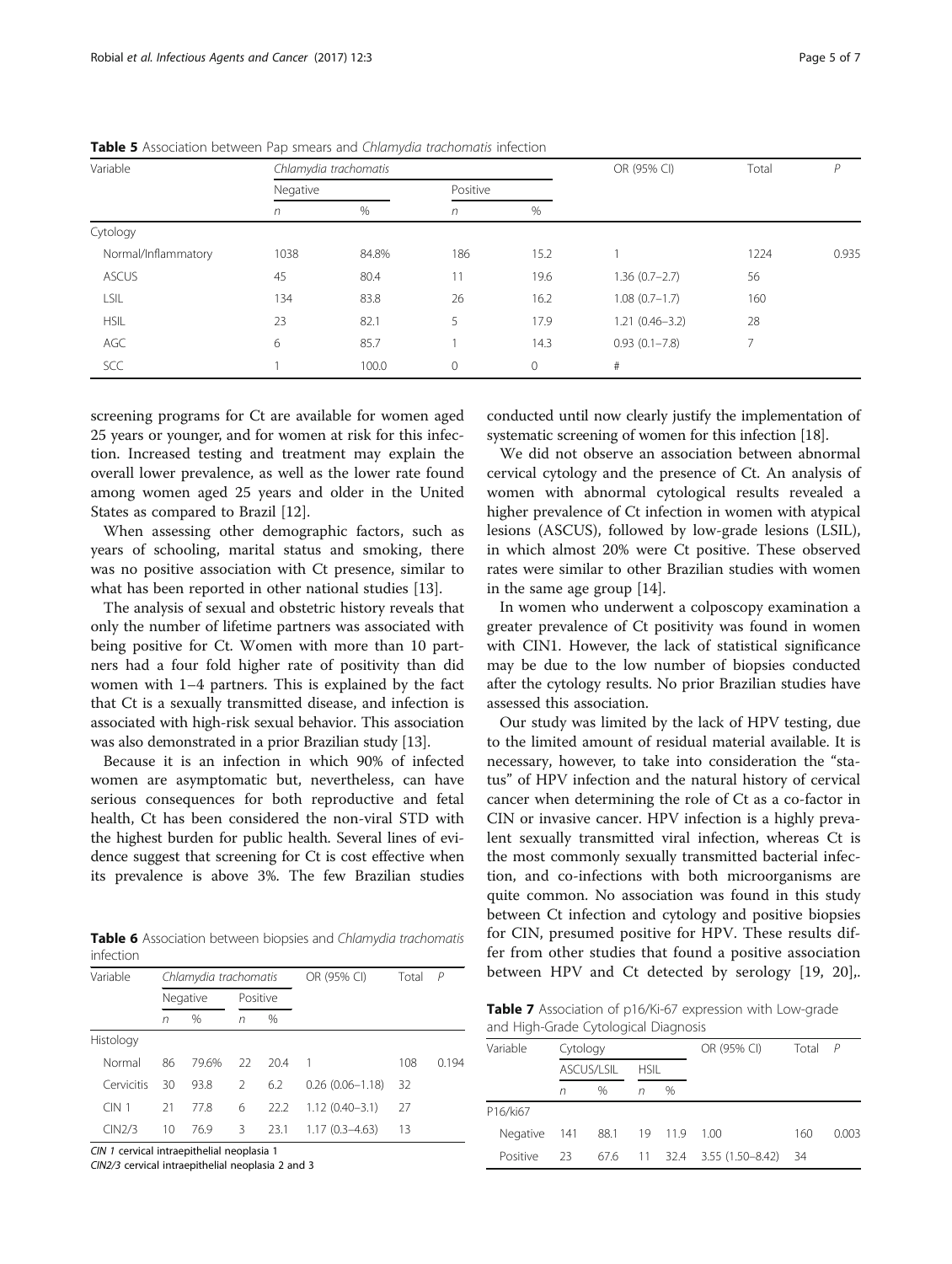**Table 5** Association between Pap smears and *Chlamydia trachomatis* infection

| Variable | *Chlamydia trachomatis* | | | | OR (95% CI) | Total | *P* |
|---|---|---|---|---|---|---|---|
| | Negative | | Positive | | | | |
| | *n* | % | *n* | % | | | |
| Cytology | | | | | | | |
| Normal/Inflammatory | 1038 | 84.8% | 186 | 15.2 | 1 | 1224 | 0.935 |
| ASCUS | 45 | 80.4 | 11 | 19.6 | 1.36 (0.7–2.7) | 56 | |
| LSIL | 134 | 83.8 | 26 | 16.2 | 1.08 (0.7–1.7) | 160 | |
| HSIL | 23 | 82.1 | 5 | 17.9 | 1.21 (0.46–3.2) | 28 | |
| AGC | 6 | 85.7 | 1 | 14.3 | 0.93 (0.1–7.8) | 7 | |
| SCC | 1 | 100.0 | 0 | 0 | # | | |

screening programs for Ct are available for women aged 25 years or younger, and for women at risk for this infection. Increased testing and treatment may explain the overall lower prevalence, as well as the lower rate found among women aged 25 years and older in the United States as compared to Brazil [12].

When assessing other demographic factors, such as years of schooling, marital status and smoking, there was no positive association with Ct presence, similar to what has been reported in other national studies [13].

The analysis of sexual and obstetric history reveals that only the number of lifetime partners was associated with being positive for Ct. Women with more than 10 partners had a four fold higher rate of positivity than did women with 1–4 partners. This is explained by the fact that Ct is a sexually transmitted disease, and infection is associated with high-risk sexual behavior. This association was also demonstrated in a prior Brazilian study [13].

Because it is an infection in which 90% of infected women are asymptomatic but, nevertheless, can have serious consequences for both reproductive and fetal health, Ct has been considered the non-viral STD with the highest burden for public health. Several lines of evidence suggest that screening for Ct is cost effective when its prevalence is above 3%. The few Brazilian studies conducted until now clearly justify the implementation of systematic screening of women for this infection [18].

We did not observe an association between abnormal cervical cytology and the presence of Ct. An analysis of women with abnormal cytological results revealed a higher prevalence of Ct infection in women with atypical lesions (ASCUS), followed by low-grade lesions (LSIL), in which almost 20% were Ct positive. These observed rates were similar to other Brazilian studies with women in the same age group [14].

In women who underwent a colposcopy examination a greater prevalence of Ct positivity was found in women with CIN1. However, the lack of statistical significance may be due to the low number of biopsies conducted after the cytology results. No prior Brazilian studies have assessed this association.

Our study was limited by the lack of HPV testing, due to the limited amount of residual material available. It is necessary, however, to take into consideration the "status" of HPV infection and the natural history of cervical cancer when determining the role of Ct as a co-factor in CIN or invasive cancer. HPV infection is a highly prevalent sexually transmitted viral infection, whereas Ct is the most commonly sexually transmitted bacterial infection, and co-infections with both microorganisms are quite common. No association was found in this study between Ct infection and cytology and positive biopsies for CIN, presumed positive for HPV. These results differ from other studies that found a positive association between HPV and Ct detected by serology [19, 20],.

**Table 6** Association between biopsies and *Chlamydia trachomatis* infection

| Variable | *Chlamydia trachomatis* | | | | OR (95% CI) | Total | *P* |
|---|---|---|---|---|---|---|---|
| | Negative | | Positive | | | | |
| | *n* | % | *n* | % | | | |
| Histology | | | | | | | |
| Normal | 86 | 79.6% | 22 | 20.4 | 1 | 108 | 0.194 |
| Cervicitis | 30 | 93.8 | 2 | 6.2 | 0.26 (0.06–1.18) | 32 | |
| CIN 1 | 21 | 77.8 | 6 | 22.2 | 1.12 (0.40–3.1) | 27 | |
| CIN2/3 | 10 | 76.9 | 3 | 23.1 | 1.17 (0.3–4.63) | 13 | |

*CIN 1* cervical intraepithelial neoplasia 1
*CIN2/3* cervical intraepithelial neoplasia 2 and 3

**Table 7** Association of p16/Ki-67 expression with Low-grade and High-Grade Cytological Diagnosis

| Variable | Cytology | | | | OR (95% CI) | Total | *P* |
|---|---|---|---|---|---|---|---|
| | ASCUS/LSIL | | HSIL | | | | |
| | *n* | % | *n* | % | | | |
| P16/ki67 | | | | | | | |
| Negative | 141 | 88.1 | 19 | 11.9 | 1.00 | 160 | 0.003 |
| Positive | 23 | 67.6 | 11 | 32.4 | 3.55 (1.50–8.42) | 34 | |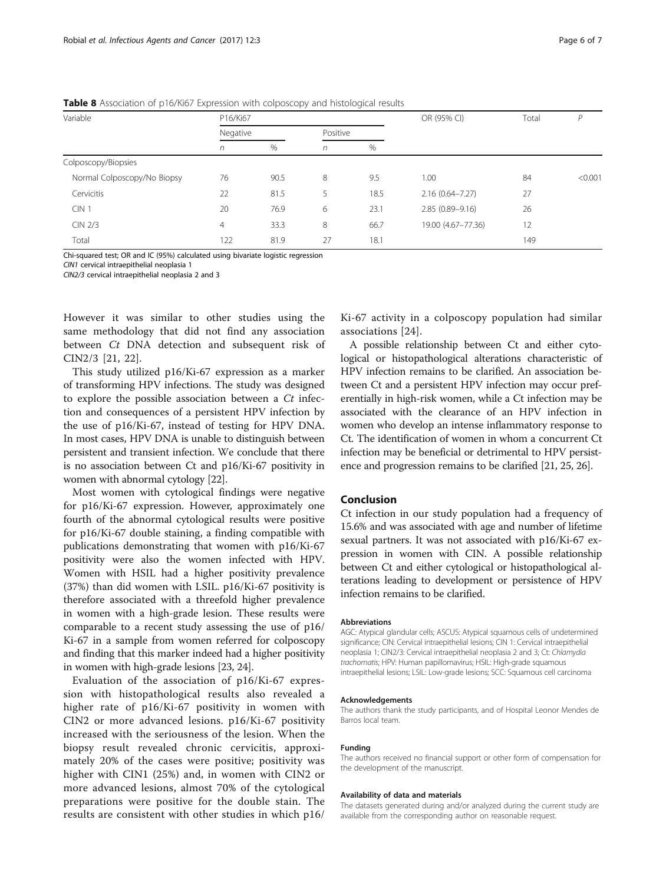**Table 8** Association of p16/Ki67 Expression with colposcopy and histological results

| Variable | P16/Ki67 | | | | OR (95% CI) | Total | *P* |
|---|---|---|---|---|---|---|---|
| | Negative | | Positive | | | | |
| | *n* | % | *n* | % | | | |
| Colposcopy/Biopsies | | | | | | | |
| Normal Colposcopy/No Biopsy | 76 | 90.5 | 8 | 9.5 | 1.00 | 84 | <0.001 |
| Cervicitis | 22 | 81.5 | 5 | 18.5 | 2.16 (0.64–7.27) | 27 | |
| CIN 1 | 20 | 76.9 | 6 | 23.1 | 2.85 (0.89–9.16) | 26 | |
| CIN 2/3 | 4 | 33.3 | 8 | 66.7 | 19.00 (4.67–77.36) | 12 | |
| Total | 122 | 81.9 | 27 | 18.1 | | 149 | |

Chi-squared test; OR and IC (95%) calculated using bivariate logistic regression

*CIN1* cervical intraepithelial neoplasia 1

*CIN2/3* cervical intraepithelial neoplasia 2 and 3

However it was similar to other studies using the same methodology that did not find any association between *Ct* DNA detection and subsequent risk of CIN2/3 [21, 22].

This study utilized p16/Ki-67 expression as a marker of transforming HPV infections. The study was designed to explore the possible association between a *Ct* infection and consequences of a persistent HPV infection by the use of p16/Ki-67, instead of testing for HPV DNA. In most cases, HPV DNA is unable to distinguish between persistent and transient infection. We conclude that there is no association between Ct and p16/Ki-67 positivity in women with abnormal cytology [22].

Most women with cytological findings were negative for p16/Ki-67 expression. However, approximately one fourth of the abnormal cytological results were positive for p16/Ki-67 double staining, a finding compatible with publications demonstrating that women with p16/Ki-67 positivity were also the women infected with HPV. Women with HSIL had a higher positivity prevalence (37%) than did women with LSIL. p16/Ki-67 positivity is therefore associated with a threefold higher prevalence in women with a high-grade lesion. These results were comparable to a recent study assessing the use of p16/Ki-67 in a sample from women referred for colposcopy and finding that this marker indeed had a higher positivity in women with high-grade lesions [23, 24].

Evaluation of the association of p16/Ki-67 expression with histopathological results also revealed a higher rate of p16/Ki-67 positivity in women with CIN2 or more advanced lesions. p16/Ki-67 positivity increased with the seriousness of the lesion. When the biopsy result revealed chronic cervicitis, approximately 20% of the cases were positive; positivity was higher with CIN1 (25%) and, in women with CIN2 or more advanced lesions, almost 70% of the cytological preparations were positive for the double stain. The results are consistent with other studies in which p16/Ki-67 activity in a colposcopy population had similar associations [24].

A possible relationship between Ct and either cytological or histopathological alterations characteristic of HPV infection remains to be clarified. An association between Ct and a persistent HPV infection may occur preferentially in high-risk women, while a Ct infection may be associated with the clearance of an HPV infection in women who develop an intense inflammatory response to Ct. The identification of women in whom a concurrent Ct infection may be beneficial or detrimental to HPV persistence and progression remains to be clarified [21, 25, 26].

## Conclusion

Ct infection in our study population had a frequency of 15.6% and was associated with age and number of lifetime sexual partners. It was not associated with p16/Ki-67 expression in women with CIN. A possible relationship between Ct and either cytological or histopathological alterations leading to development or persistence of HPV infection remains to be clarified.

#### Abbreviations

AGC: Atypical glandular cells; ASCUS: Atypical squamous cells of undetermined significance; CIN: Cervical intraepithelial lesions; CIN 1: Cervical intraepithelial neoplasia 1; CIN2/3: Cervical intraepithelial neoplasia 2 and 3; Ct: *Chlamydia trachomatis*; HPV: Human papillomavirus; HSIL: High-grade squamous intraepithelial lesions; LSIL: Low-grade lesions; SCC: Squamous cell carcinoma

#### Acknowledgements

The authors thank the study participants, and of Hospital Leonor Mendes de Barros local team.

#### Funding

The authors received no financial support or other form of compensation for the development of the manuscript.

#### Availability of data and materials

The datasets generated during and/or analyzed during the current study are available from the corresponding author on reasonable request.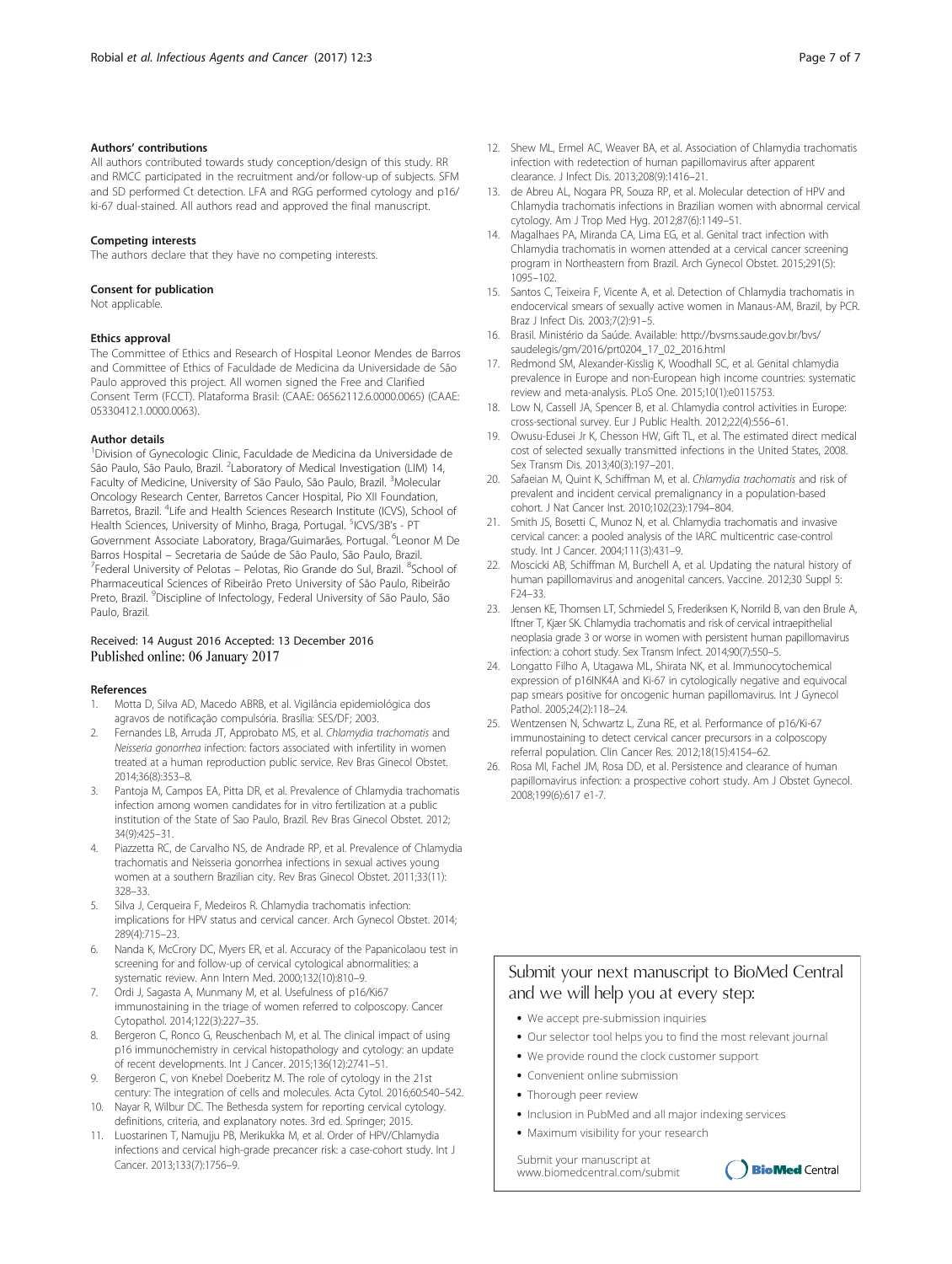### Authors' contributions

All authors contributed towards study conception/design of this study. RR and RMCC participated in the recruitment and/or follow-up of subjects. SFM and SD performed Ct detection. LFA and RGG performed cytology and p16/ki-67 dual-stained. All authors read and approved the final manuscript.

### Competing interests

The authors declare that they have no competing interests.

### Consent for publication

Not applicable.

### Ethics approval

The Committee of Ethics and Research of Hospital Leonor Mendes de Barros and Committee of Ethics of Faculdade de Medicina da Universidade de São Paulo approved this project. All women signed the Free and Clarified Consent Term (FCCT). Plataforma Brasil: (CAAE: 06562112.6.0000.0065) (CAAE: 05330412.1.0000.0063).

### Author details

[1]Division of Gynecologic Clinic, Faculdade de Medicina da Universidade de São Paulo, São Paulo, Brazil. [2]Laboratory of Medical Investigation (LIM) 14, Faculty of Medicine, University of São Paulo, São Paulo, Brazil. [3]Molecular Oncology Research Center, Barretos Cancer Hospital, Pio XII Foundation, Barretos, Brazil. [4]Life and Health Sciences Research Institute (ICVS), School of Health Sciences, University of Minho, Braga, Portugal. [5]ICVS/3B's - PT Government Associate Laboratory, Braga/Guimarães, Portugal. [6]Leonor M De Barros Hospital – Secretaria de Saúde de São Paulo, São Paulo, Brazil. [7]Federal University of Pelotas – Pelotas, Rio Grande do Sul, Brazil. [8]School of Pharmaceutical Sciences of Ribeirão Preto University of São Paulo, Ribeirão Preto, Brazil. [9]Discipline of Infectology, Federal University of São Paulo, São Paulo, Brazil.

Received: 14 August 2016 Accepted: 13 December 2016
Published online: 06 January 2017

### References

1. Motta D, Silva AD, Macedo ABRB, et al. Vigilância epidemiológica dos agravos de notificação compulsória. Brasília: SES/DF; 2003.
2. Fernandes LB, Arruda JT, Approbato MS, et al. *Chlamydia trachomatis* and *Neisseria gonorrhea* infection: factors associated with infertility in women treated at a human reproduction public service. Rev Bras Ginecol Obstet. 2014;36(8):353–8.
3. Pantoja M, Campos EA, Pitta DR, et al. Prevalence of Chlamydia trachomatis infection among women candidates for in vitro fertilization at a public institution of the State of Sao Paulo, Brazil. Rev Bras Ginecol Obstet. 2012; 34(9):425–31.
4. Piazzetta RC, de Carvalho NS, de Andrade RP, et al. Prevalence of Chlamydia trachomatis and Neisseria gonorrhea infections in sexual actives young women at a southern Brazilian city. Rev Bras Ginecol Obstet. 2011;33(11): 328–33.
5. Silva J, Cerqueira F, Medeiros R. Chlamydia trachomatis infection: implications for HPV status and cervical cancer. Arch Gynecol Obstet. 2014; 289(4):715–23.
6. Nanda K, McCrory DC, Myers ER, et al. Accuracy of the Papanicolaou test in screening for and follow-up of cervical cytological abnormalities: a systematic review. Ann Intern Med. 2000;132(10):810–9.
7. Ordi J, Sagasta A, Munmany M, et al. Usefulness of p16/Ki67 immunostaining in the triage of women referred to colposcopy. Cancer Cytopathol. 2014;122(3):227–35.
8. Bergeron C, Ronco G, Reuschenbach M, et al. The clinical impact of using p16 immunochemistry in cervical histopathology and cytology: an update of recent developments. Int J Cancer. 2015;136(12):2741–51.
9. Bergeron C, von Knebel Doeberitz M. The role of cytology in the 21st century: The integration of cells and molecules. Acta Cytol. 2016;60:540–542.
10. Nayar R, Wilbur DC. The Bethesda system for reporting cervical cytology. definitions, criteria, and explanatory notes. 3rd ed. Springer; 2015.
11. Luostarinen T, Namujju PB, Merikukka M, et al. Order of HPV/Chlamydia infections and cervical high-grade precancer risk: a case-cohort study. Int J Cancer. 2013;133(7):1756–9.
12. Shew ML, Ermel AC, Weaver BA, et al. Association of Chlamydia trachomatis infection with redetection of human papillomavirus after apparent clearance. J Infect Dis. 2013;208(9):1416–21.
13. de Abreu AL, Nogara PR, Souza RP, et al. Molecular detection of HPV and Chlamydia trachomatis infections in Brazilian women with abnormal cervical cytology. Am J Trop Med Hyg. 2012;87(6):1149–51.
14. Magalhaes PA, Miranda CA, Lima EG, et al. Genital tract infection with Chlamydia trachomatis in women attended at a cervical cancer screening program in Northeastern from Brazil. Arch Gynecol Obstet. 2015;291(5): 1095–102.
15. Santos C, Teixeira F, Vicente A, et al. Detection of Chlamydia trachomatis in endocervical smears of sexually active women in Manaus-AM, Brazil, by PCR. Braz J Infect Dis. 2003;7(2):91–5.
16. Brasil. Ministério da Saúde. Available: http://bvsms.saude.gov.br/bvs/saudelegis/gm/2016/prt0204_17_02_2016.html
17. Redmond SM, Alexander-Kisslig K, Woodhall SC, et al. Genital chlamydia prevalence in Europe and non-European high income countries: systematic review and meta-analysis. PLoS One. 2015;10(1):e0115753.
18. Low N, Cassell JA, Spencer B, et al. Chlamydia control activities in Europe: cross-sectional survey. Eur J Public Health. 2012;22(4):556–61.
19. Owusu-Edusei Jr K, Chesson HW, Gift TL, et al. The estimated direct medical cost of selected sexually transmitted infections in the United States, 2008. Sex Transm Dis. 2013;40(3):197–201.
20. Safaeian M, Quint K, Schiffman M, et al. *Chlamydia trachomatis* and risk of prevalent and incident cervical premalignancy in a population-based cohort. J Nat Cancer Inst. 2010;102(23):1794–804.
21. Smith JS, Bosetti C, Munoz N, et al. Chlamydia trachomatis and invasive cervical cancer: a pooled analysis of the IARC multicentric case-control study. Int J Cancer. 2004;111(3):431–9.
22. Moscicki AB, Schiffman M, Burchell A, et al. Updating the natural history of human papillomavirus and anogenital cancers. Vaccine. 2012;30 Suppl 5: F24–33.
23. Jensen KE, Thomsen LT, Schmiedel S, Frederiksen K, Norrild B, van den Brule A, Iftner T, Kjær SK. Chlamydia trachomatis and risk of cervical intraepithelial neoplasia grade 3 or worse in women with persistent human papillomavirus infection: a cohort study. Sex Transm Infect. 2014;90(7):550–5.
24. Longatto Filho A, Utagawa ML, Shirata NK, et al. Immunocytochemical expression of p16INK4A and Ki-67 in cytologically negative and equivocal pap smears positive for oncogenic human papillomavirus. Int J Gynecol Pathol. 2005;24(2):118–24.
25. Wentzensen N, Schwartz L, Zuna RE, et al. Performance of p16/Ki-67 immunostaining to detect cervical cancer precursors in a colposcopy referral population. Clin Cancer Res. 2012;18(15):4154–62.
26. Rosa MI, Fachel JM, Rosa DD, et al. Persistence and clearance of human papillomavirus infection: a prospective cohort study. Am J Obstet Gynecol. 2008;199(6):617 e1-7.

Submit your next manuscript to BioMed Central and we will help you at every step:

- We accept pre-submission inquiries
- Our selector tool helps you to find the most relevant journal
- We provide round the clock customer support
- Convenient online submission
- Thorough peer review
- Inclusion in PubMed and all major indexing services
- Maximum visibility for your research

Submit your manuscript at
www.biomedcentral.com/submit

BioMed Central